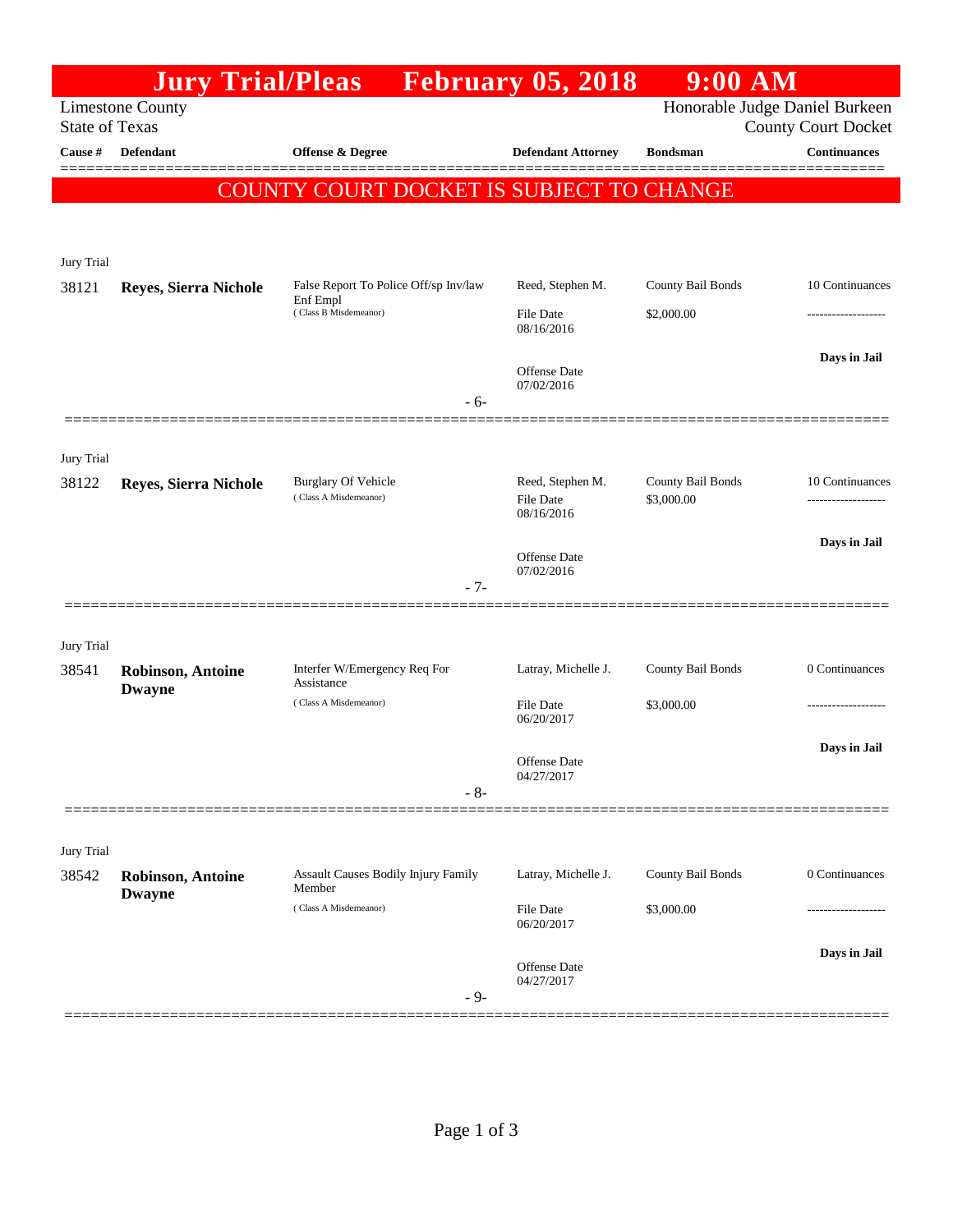# Jury Trial/Pleas February 05, 2018 9:00 AM

Limestone County
State of Texas

Honorable Judge Daniel Burkeen
County Court Docket

| Cause # | Defendant | Offense & Degree | Defendant Attorney | Bondsman | Continuances |
|---|---|---|---|---|---|

**COUNTY COURT DOCKET IS SUBJECT TO CHANGE**

---

Jury Trial

| Cause # | Defendant | Offense & Degree | Defendant Attorney | Bondsman | Continuances |
|---|---|---|---|---|---|
| 38121 | **Reyes, Sierra Nichole** | False Report To Police Off/sp Inv/law Enf Empl (Class B Misdemeanor) | Reed, Stephen M. | County Bail Bonds | 10 Continuances |
| | | | File Date 08/16/2016 | $2,000.00 | ------------------- |
| | | | Offense Date 07/02/2016 | | **Days in Jail** |

- 6-

---

Jury Trial

| Cause # | Defendant | Offense & Degree | Defendant Attorney | Bondsman | Continuances |
|---|---|---|---|---|---|
| 38122 | **Reyes, Sierra Nichole** | Burglary Of Vehicle (Class A Misdemeanor) | Reed, Stephen M. | County Bail Bonds | 10 Continuances |
| | | | File Date 08/16/2016 | $3,000.00 | ------------------- |
| | | | Offense Date 07/02/2016 | | **Days in Jail** |

- 7-

---

Jury Trial

| Cause # | Defendant | Offense & Degree | Defendant Attorney | Bondsman | Continuances |
|---|---|---|---|---|---|
| 38541 | **Robinson, Antoine Dwayne** | Interfer W/Emergency Req For Assistance (Class A Misdemeanor) | Latray, Michelle J. | County Bail Bonds | 0 Continuances |
| | | | File Date 06/20/2017 | $3,000.00 | ------------------- |
| | | | Offense Date 04/27/2017 | | **Days in Jail** |

- 8-

---

Jury Trial

| Cause # | Defendant | Offense & Degree | Defendant Attorney | Bondsman | Continuances |
|---|---|---|---|---|---|
| 38542 | **Robinson, Antoine Dwayne** | Assault Causes Bodily Injury Family Member (Class A Misdemeanor) | Latray, Michelle J. | County Bail Bonds | 0 Continuances |
| | | | File Date 06/20/2017 | $3,000.00 | ------------------- |
| | | | Offense Date 04/27/2017 | | **Days in Jail** |

- 9-

---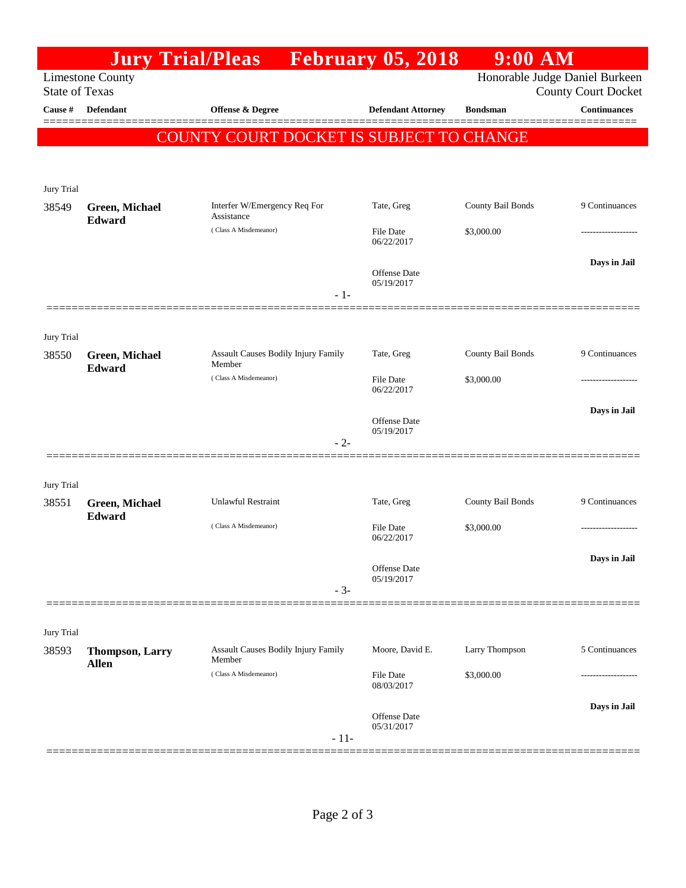# Jury Trial/Pleas February 05, 2018 9:00 AM

Limestone County
State of Texas

Honorable Judge Daniel Burkeen
County Court Docket

**COUNTY COURT DOCKET IS SUBJECT TO CHANGE**

| Cause # | Defendant | Offense & Degree | Defendant Attorney | Bondsman | Continuances |
|---|---|---|---|---|---|
| Jury Trial | | | | | |
| 38549 | **Green, Michael Edward** | Interfer W/Emergency Req For Assistance (Class A Misdemeanor) | Tate, Greg | County Bail Bonds | 9 Continuances |
| | | | File Date 06/22/2017 | $3,000.00 | ------------------- |
| | | | Offense Date 05/19/2017 | | **Days in Jail** |
| | | - 1- | | | |
| Jury Trial | | | | | |
| 38550 | **Green, Michael Edward** | Assault Causes Bodily Injury Family Member (Class A Misdemeanor) | Tate, Greg | County Bail Bonds | 9 Continuances |
| | | | File Date 06/22/2017 | $3,000.00 | ------------------- |
| | | | Offense Date 05/19/2017 | | **Days in Jail** |
| | | - 2- | | | |
| Jury Trial | | | | | |
| 38551 | **Green, Michael Edward** | Unlawful Restraint (Class A Misdemeanor) | Tate, Greg | County Bail Bonds | 9 Continuances |
| | | | File Date 06/22/2017 | $3,000.00 | ------------------- |
| | | | Offense Date 05/19/2017 | | **Days in Jail** |
| | | - 3- | | | |
| Jury Trial | | | | | |
| 38593 | **Thompson, Larry Allen** | Assault Causes Bodily Injury Family Member (Class A Misdemeanor) | Moore, David E. | Larry Thompson | 5 Continuances |
| | | | File Date 08/03/2017 | $3,000.00 | ------------------- |
| | | | Offense Date 05/31/2017 | | **Days in Jail** |
| | | - 11- | | | |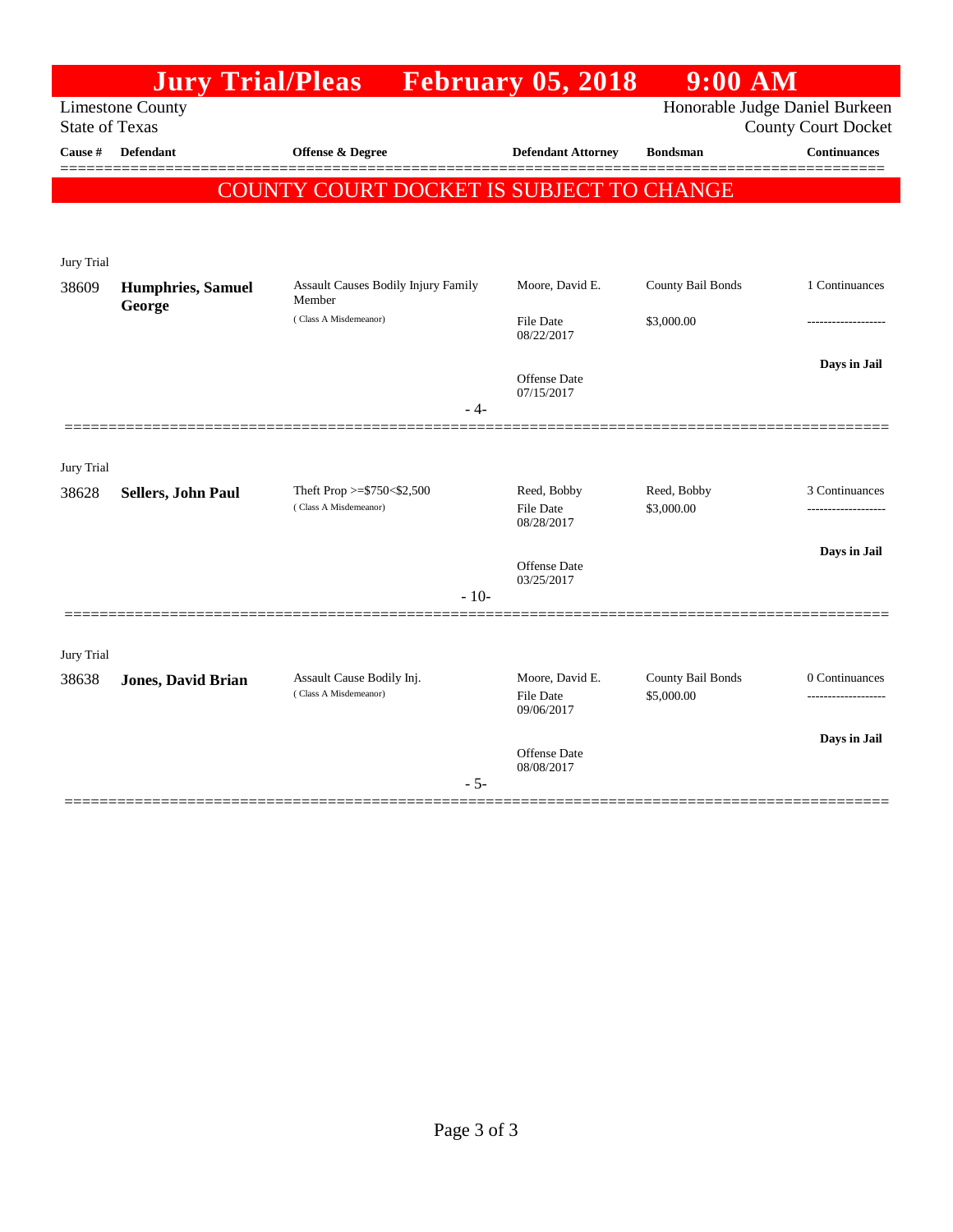# Jury Trial/Pleas February 05, 2018 9:00 AM

Limestone County
State of Texas

Honorable Judge Daniel Burkeen
County Court Docket

**COUNTY COURT DOCKET IS SUBJECT TO CHANGE**

| Cause # | Defendant | Offense & Degree | Defendant Attorney | Bondsman | Continuances |
|---|---|---|---|---|---|
| Jury Trial | | | | | |
| 38609 | **Humphries, Samuel George** | Assault Causes Bodily Injury Family Member (Class A Misdemeanor) | Moore, David E. | County Bail Bonds | 1 Continuances |
| | | | File Date 08/22/2017 | $3,000.00 | ------------------- |
| | | | Offense Date 07/15/2017 | | **Days in Jail** |
| | | - 4- | | | |
| Jury Trial | | | | | |
| 38628 | **Sellers, John Paul** | Theft Prop >=$750<$2,500 (Class A Misdemeanor) | Reed, Bobby | Reed, Bobby | 3 Continuances |
| | | | File Date 08/28/2017 | $3,000.00 | ------------------- |
| | | | Offense Date 03/25/2017 | | **Days in Jail** |
| | | - 10- | | | |
| Jury Trial | | | | | |
| 38638 | **Jones, David Brian** | Assault Cause Bodily Inj. (Class A Misdemeanor) | Moore, David E. | County Bail Bonds | 0 Continuances |
| | | | File Date 09/06/2017 | $5,000.00 | ------------------- |
| | | | Offense Date 08/08/2017 | | **Days in Jail** |
| | | - 5- | | | |